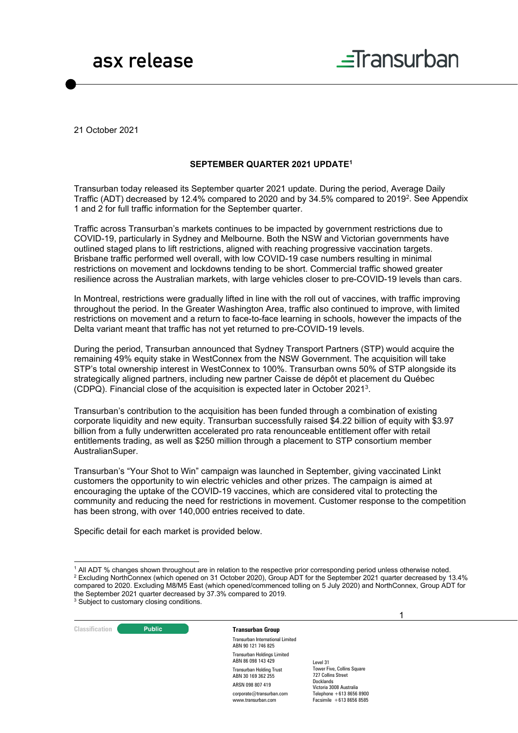asx release

Transurban

21 October 2021

**SEPTEMBER QUARTER 2021 UPDATE[1]**

Transurban today released its September quarter 2021 update. During the period, Average Daily Traffic (ADT) decreased by 12.4% compared to 2020 and by 34.5% compared to 2019[2]. See Appendix 1 and 2 for full traffic information for the September quarter.

Traffic across Transurban's markets continues to be impacted by government restrictions due to COVID-19, particularly in Sydney and Melbourne. Both the NSW and Victorian governments have outlined staged plans to lift restrictions, aligned with reaching progressive vaccination targets. Brisbane traffic performed well overall, with low COVID-19 case numbers resulting in minimal restrictions on movement and lockdowns tending to be short. Commercial traffic showed greater resilience across the Australian markets, with large vehicles closer to pre-COVID-19 levels than cars.

In Montreal, restrictions were gradually lifted in line with the roll out of vaccines, with traffic improving throughout the period. In the Greater Washington Area, traffic also continued to improve, with limited restrictions on movement and a return to face-to-face learning in schools, however the impacts of the Delta variant meant that traffic has not yet returned to pre-COVID-19 levels.

During the period, Transurban announced that Sydney Transport Partners (STP) would acquire the remaining 49% equity stake in WestConnex from the NSW Government. The acquisition will take STP's total ownership interest in WestConnex to 100%. Transurban owns 50% of STP alongside its strategically aligned partners, including new partner Caisse de dépôt et placement du Québec (CDPQ). Financial close of the acquisition is expected later in October 2021[3].

Transurban's contribution to the acquisition has been funded through a combination of existing corporate liquidity and new equity. Transurban successfully raised $4.22 billion of equity with $3.97 billion from a fully underwritten accelerated pro rata renounceable entitlement offer with retail entitlements trading, as well as $250 million through a placement to STP consortium member AustralianSuper.

Transurban's "Your Shot to Win" campaign was launched in September, giving vaccinated Linkt customers the opportunity to win electric vehicles and other prizes. The campaign is aimed at encouraging the uptake of the COVID-19 vaccines, which are considered vital to protecting the community and reducing the need for restrictions in movement. Customer response to the competition has been strong, with over 140,000 entries received to date.

Specific detail for each market is provided below.

---

[1] All ADT % changes shown throughout are in relation to the respective prior corresponding period unless otherwise noted.

[2] Excluding NorthConnex (which opened on 31 October 2020), Group ADT for the September 2021 quarter decreased by 13.4% compared to 2020. Excluding M8/M5 East (which opened/commenced tolling on 5 July 2020) and NorthConnex, Group ADT for the September 2021 quarter decreased by 37.3% compared to 2019.

[3] Subject to customary closing conditions.

Classification: Public

**Transurban Group**

Transurban International Limited
ABN 90 121 746 825

Transurban Holdings Limited
ABN 86 098 143 429

Transurban Holding Trust
ABN 30 169 362 255

ARSN 098 807 419

corporate@transurban.com
www.transurban.com

Level 31
Tower Five, Collins Square
727 Collins Street
Docklands
Victoria 3008 Australia
Telephone +613 8656 8900
Facsimile +613 8656 8585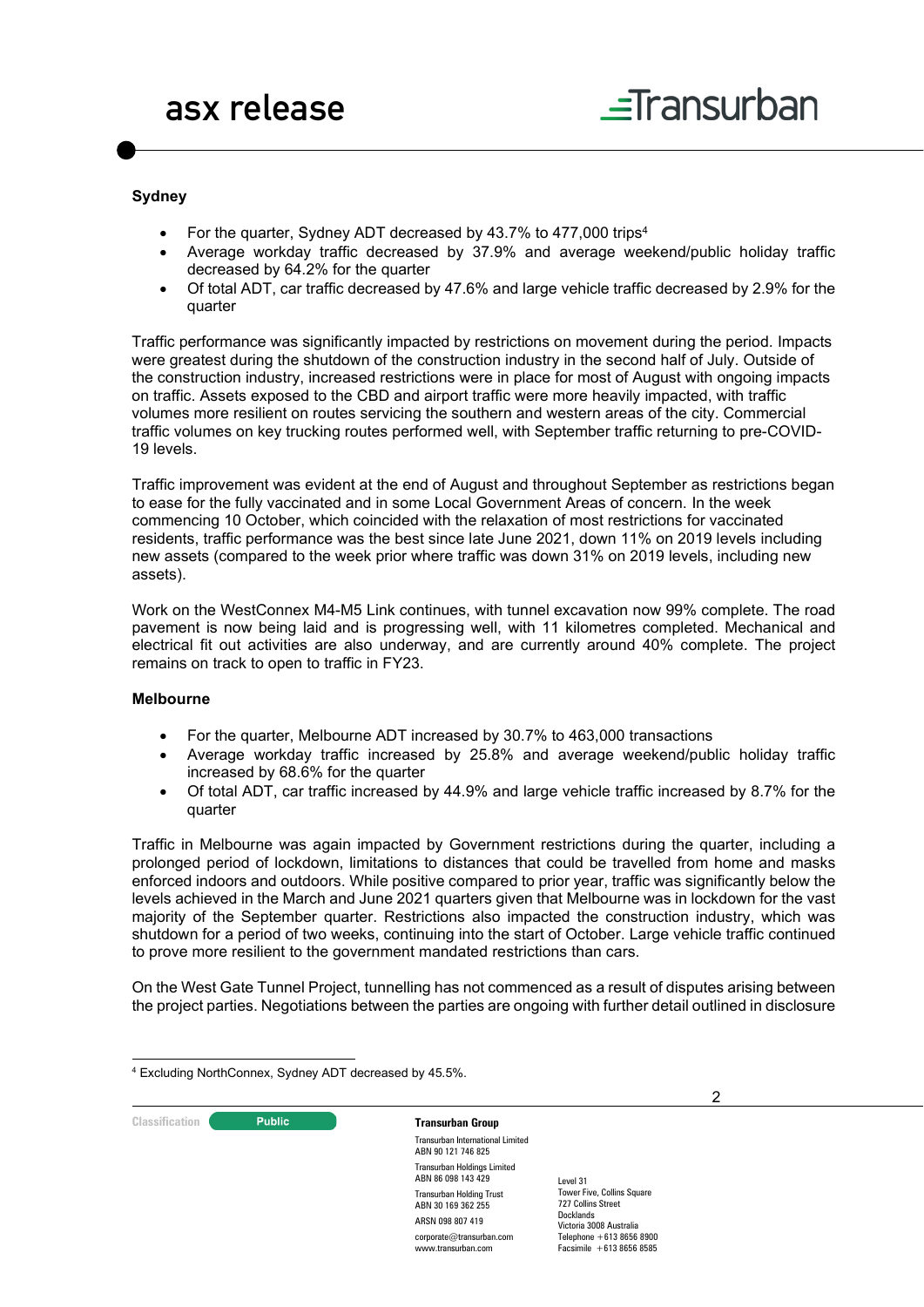## Sydney

- For the quarter, Sydney ADT decreased by 43.7% to 477,000 trips[4]
- Average workday traffic decreased by 37.9% and average weekend/public holiday traffic decreased by 64.2% for the quarter
- Of total ADT, car traffic decreased by 47.6% and large vehicle traffic decreased by 2.9% for the quarter

Traffic performance was significantly impacted by restrictions on movement during the period. Impacts were greatest during the shutdown of the construction industry in the second half of July. Outside of the construction industry, increased restrictions were in place for most of August with ongoing impacts on traffic. Assets exposed to the CBD and airport traffic were more heavily impacted, with traffic volumes more resilient on routes servicing the southern and western areas of the city. Commercial traffic volumes on key trucking routes performed well, with September traffic returning to pre-COVID-19 levels.

Traffic improvement was evident at the end of August and throughout September as restrictions began to ease for the fully vaccinated and in some Local Government Areas of concern. In the week commencing 10 October, which coincided with the relaxation of most restrictions for vaccinated residents, traffic performance was the best since late June 2021, down 11% on 2019 levels including new assets (compared to the week prior where traffic was down 31% on 2019 levels, including new assets).

Work on the WestConnex M4-M5 Link continues, with tunnel excavation now 99% complete. The road pavement is now being laid and is progressing well, with 11 kilometres completed. Mechanical and electrical fit out activities are also underway, and are currently around 40% complete. The project remains on track to open to traffic in FY23.

## Melbourne

- For the quarter, Melbourne ADT increased by 30.7% to 463,000 transactions
- Average workday traffic increased by 25.8% and average weekend/public holiday traffic increased by 68.6% for the quarter
- Of total ADT, car traffic increased by 44.9% and large vehicle traffic increased by 8.7% for the quarter

Traffic in Melbourne was again impacted by Government restrictions during the quarter, including a prolonged period of lockdown, limitations to distances that could be travelled from home and masks enforced indoors and outdoors. While positive compared to prior year, traffic was significantly below the levels achieved in the March and June 2021 quarters given that Melbourne was in lockdown for the vast majority of the September quarter. Restrictions also impacted the construction industry, which was shutdown for a period of two weeks, continuing into the start of October. Large vehicle traffic continued to prove more resilient to the government mandated restrictions than cars.

On the West Gate Tunnel Project, tunnelling has not commenced as a result of disputes arising between the project parties. Negotiations between the parties are ongoing with further detail outlined in disclosure

[4] Excluding NorthConnex, Sydney ADT decreased by 45.5%.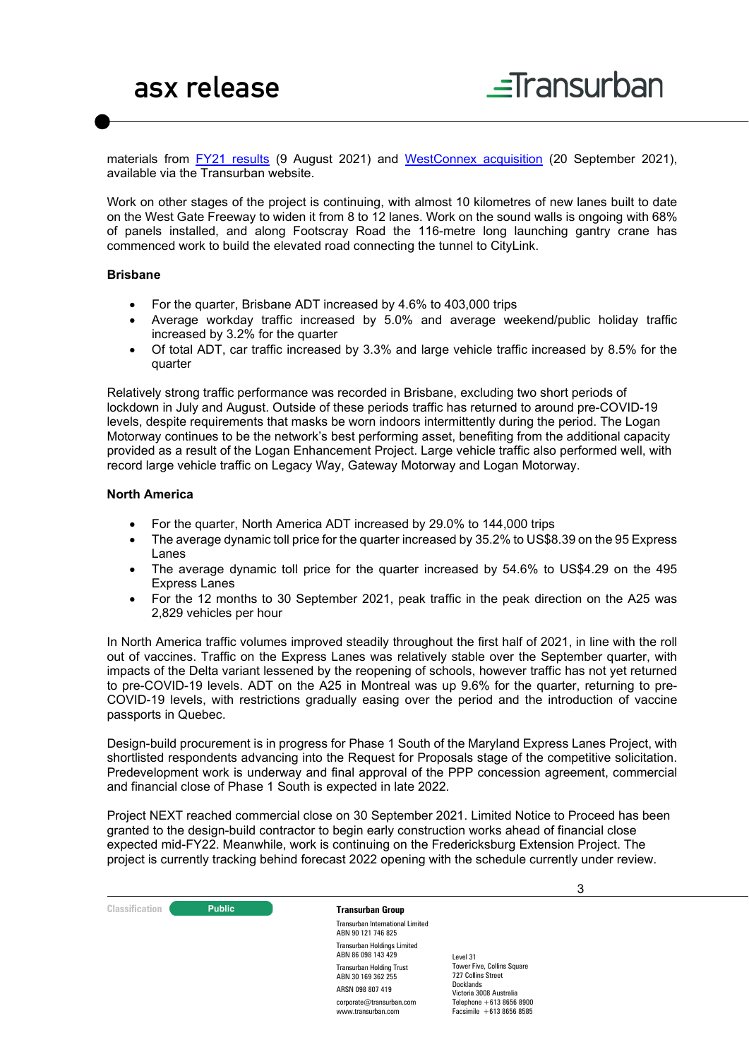materials from [FY21 results](FY21 results) (9 August 2021) and [WestConnex acquisition](WestConnex acquisition) (20 September 2021), available via the Transurban website.

Work on other stages of the project is continuing, with almost 10 kilometres of new lanes built to date on the West Gate Freeway to widen it from 8 to 12 lanes. Work on the sound walls is ongoing with 68% of panels installed, and along Footscray Road the 116-metre long launching gantry crane has commenced work to build the elevated road connecting the tunnel to CityLink.

**Brisbane**

- For the quarter, Brisbane ADT increased by 4.6% to 403,000 trips
- Average workday traffic increased by 5.0% and average weekend/public holiday traffic increased by 3.2% for the quarter
- Of total ADT, car traffic increased by 3.3% and large vehicle traffic increased by 8.5% for the quarter

Relatively strong traffic performance was recorded in Brisbane, excluding two short periods of lockdown in July and August. Outside of these periods traffic has returned to around pre-COVID-19 levels, despite requirements that masks be worn indoors intermittently during the period. The Logan Motorway continues to be the network's best performing asset, benefiting from the additional capacity provided as a result of the Logan Enhancement Project. Large vehicle traffic also performed well, with record large vehicle traffic on Legacy Way, Gateway Motorway and Logan Motorway.

**North America**

- For the quarter, North America ADT increased by 29.0% to 144,000 trips
- The average dynamic toll price for the quarter increased by 35.2% to US$8.39 on the 95 Express Lanes
- The average dynamic toll price for the quarter increased by 54.6% to US$4.29 on the 495 Express Lanes
- For the 12 months to 30 September 2021, peak traffic in the peak direction on the A25 was 2,829 vehicles per hour

In North America traffic volumes improved steadily throughout the first half of 2021, in line with the roll out of vaccines. Traffic on the Express Lanes was relatively stable over the September quarter, with impacts of the Delta variant lessened by the reopening of schools, however traffic has not yet returned to pre-COVID-19 levels. ADT on the A25 in Montreal was up 9.6% for the quarter, returning to pre-COVID-19 levels, with restrictions gradually easing over the period and the introduction of vaccine passports in Quebec.

Design-build procurement is in progress for Phase 1 South of the Maryland Express Lanes Project, with shortlisted respondents advancing into the Request for Proposals stage of the competitive solicitation. Predevelopment work is underway and final approval of the PPP concession agreement, commercial and financial close of Phase 1 South is expected in late 2022.

Project NEXT reached commercial close on 30 September 2021. Limited Notice to Proceed has been granted to the design-build contractor to begin early construction works ahead of financial close expected mid-FY22. Meanwhile, work is continuing on the Fredericksburg Extension Project. The project is currently tracking behind forecast 2022 opening with the schedule currently under review.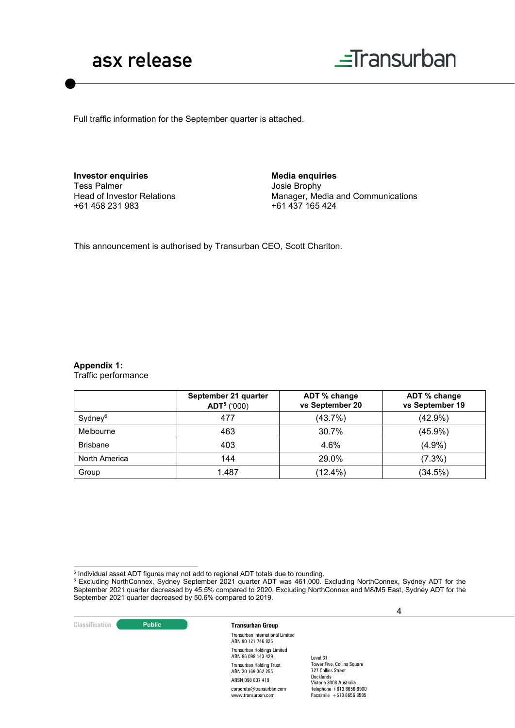Full traffic information for the September quarter is attached.

**Investor enquiries**
Tess Palmer
Head of Investor Relations
+61 458 231 983

**Media enquiries**
Josie Brophy
Manager, Media and Communications
+61 437 165 424

This announcement is authorised by Transurban CEO, Scott Charlton.

**Appendix 1:**
Traffic performance

| | September 21 quarter ADT[5] ('000) | ADT % change vs September 20 | ADT % change vs September 19 |
|---|---|---|---|
| Sydney[6] | 477 | (43.7%) | (42.9%) |
| Melbourne | 463 | 30.7% | (45.9%) |
| Brisbane | 403 | 4.6% | (4.9%) |
| North America | 144 | 29.0% | (7.3%) |
| Group | 1,487 | (12.4%) | (34.5%) |

[5] Individual asset ADT figures may not add to regional ADT totals due to rounding.
[6] Excluding NorthConnex, Sydney September 2021 quarter ADT was 461,000. Excluding NorthConnex, Sydney ADT for the September 2021 quarter decreased by 45.5% compared to 2020. Excluding NorthConnex and M8/M5 East, Sydney ADT for the September 2021 quarter decreased by 50.6% compared to 2019.

Classification: Public

**Transurban Group**
Transurban International Limited
ABN 90 121 746 825
Transurban Holdings Limited
ABN 86 098 143 429
Transurban Holding Trust
ABN 30 169 362 255
ARSN 098 807 419
corporate@transurban.com
www.transurban.com

Level 31
Tower Five, Collins Square
727 Collins Street
Docklands
Victoria 3008 Australia
Telephone +613 8656 8900
Facsimile +613 8656 8585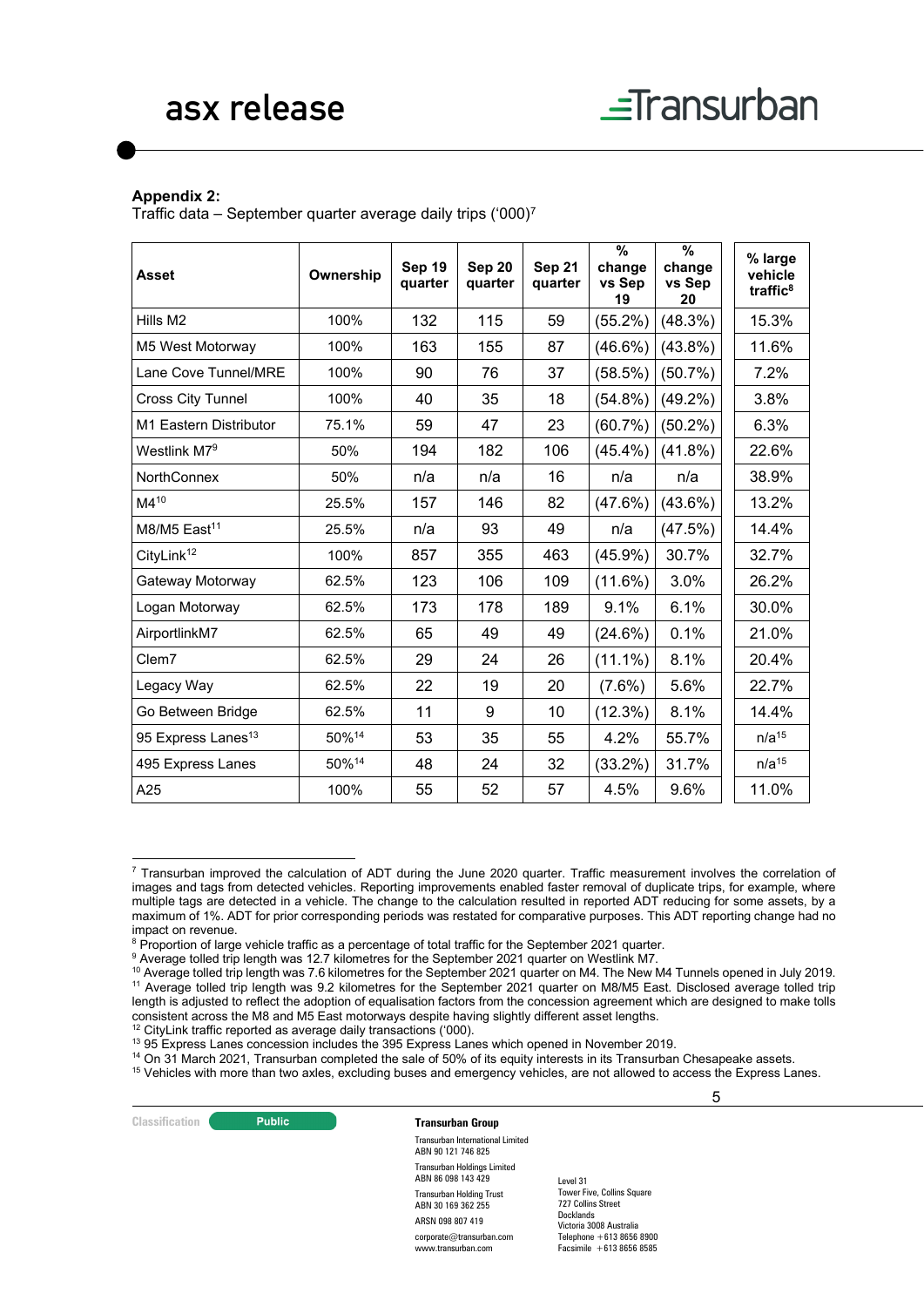**Appendix 2:**
Traffic data – September quarter average daily trips ('000)[7]

| Asset | Ownership | Sep 19 quarter | Sep 20 quarter | Sep 21 quarter | % change vs Sep 19 | % change vs Sep 20 | % large vehicle traffic[8] |
|---|---|---|---|---|---|---|---|
| Hills M2 | 100% | 132 | 115 | 59 | (55.2%) | (48.3%) | 15.3% |
| M5 West Motorway | 100% | 163 | 155 | 87 | (46.6%) | (43.8%) | 11.6% |
| Lane Cove Tunnel/MRE | 100% | 90 | 76 | 37 | (58.5%) | (50.7%) | 7.2% |
| Cross City Tunnel | 100% | 40 | 35 | 18 | (54.8%) | (49.2%) | 3.8% |
| M1 Eastern Distributor | 75.1% | 59 | 47 | 23 | (60.7%) | (50.2%) | 6.3% |
| Westlink M7[9] | 50% | 194 | 182 | 106 | (45.4%) | (41.8%) | 22.6% |
| NorthConnex | 50% | n/a | n/a | 16 | n/a | n/a | 38.9% |
| M4[10] | 25.5% | 157 | 146 | 82 | (47.6%) | (43.6%) | 13.2% |
| M8/M5 East[11] | 25.5% | n/a | 93 | 49 | n/a | (47.5%) | 14.4% |
| CityLink[12] | 100% | 857 | 355 | 463 | (45.9%) | 30.7% | 32.7% |
| Gateway Motorway | 62.5% | 123 | 106 | 109 | (11.6%) | 3.0% | 26.2% |
| Logan Motorway | 62.5% | 173 | 178 | 189 | 9.1% | 6.1% | 30.0% |
| AirportlinkM7 | 62.5% | 65 | 49 | 49 | (24.6%) | 0.1% | 21.0% |
| Clem7 | 62.5% | 29 | 24 | 26 | (11.1%) | 8.1% | 20.4% |
| Legacy Way | 62.5% | 22 | 19 | 20 | (7.6%) | 5.6% | 22.7% |
| Go Between Bridge | 62.5% | 11 | 9 | 10 | (12.3%) | 8.1% | 14.4% |
| 95 Express Lanes[13] | 50%[14] | 53 | 35 | 55 | 4.2% | 55.7% | n/a[15] |
| 495 Express Lanes | 50%[14] | 48 | 24 | 32 | (33.2%) | 31.7% | n/a[15] |
| A25 | 100% | 55 | 52 | 57 | 4.5% | 9.6% | 11.0% |

[7] Transurban improved the calculation of ADT during the June 2020 quarter. Traffic measurement involves the correlation of images and tags from detected vehicles. Reporting improvements enabled faster removal of duplicate trips, for example, where multiple tags are detected in a vehicle. The change to the calculation resulted in reported ADT reducing for some assets, by a maximum of 1%. ADT for prior corresponding periods was restated for comparative purposes. This ADT reporting change had no impact on revenue.

[8] Proportion of large vehicle traffic as a percentage of total traffic for the September 2021 quarter.

[9] Average tolled trip length was 12.7 kilometres for the September 2021 quarter on Westlink M7.

[10] Average tolled trip length was 7.6 kilometres for the September 2021 quarter on M4. The New M4 Tunnels opened in July 2019.

[11] Average tolled trip length was 9.2 kilometres for the September 2021 quarter on M8/M5 East. Disclosed average tolled trip length is adjusted to reflect the adoption of equalisation factors from the concession agreement which are designed to make tolls consistent across the M8 and M5 East motorways despite having slightly different asset lengths.

[12] CityLink traffic reported as average daily transactions ('000).

[13] 95 Express Lanes concession includes the 395 Express Lanes which opened in November 2019.

[14] On 31 March 2021, Transurban completed the sale of 50% of its equity interests in its Transurban Chesapeake assets.

[15] Vehicles with more than two axles, excluding buses and emergency vehicles, are not allowed to access the Express Lanes.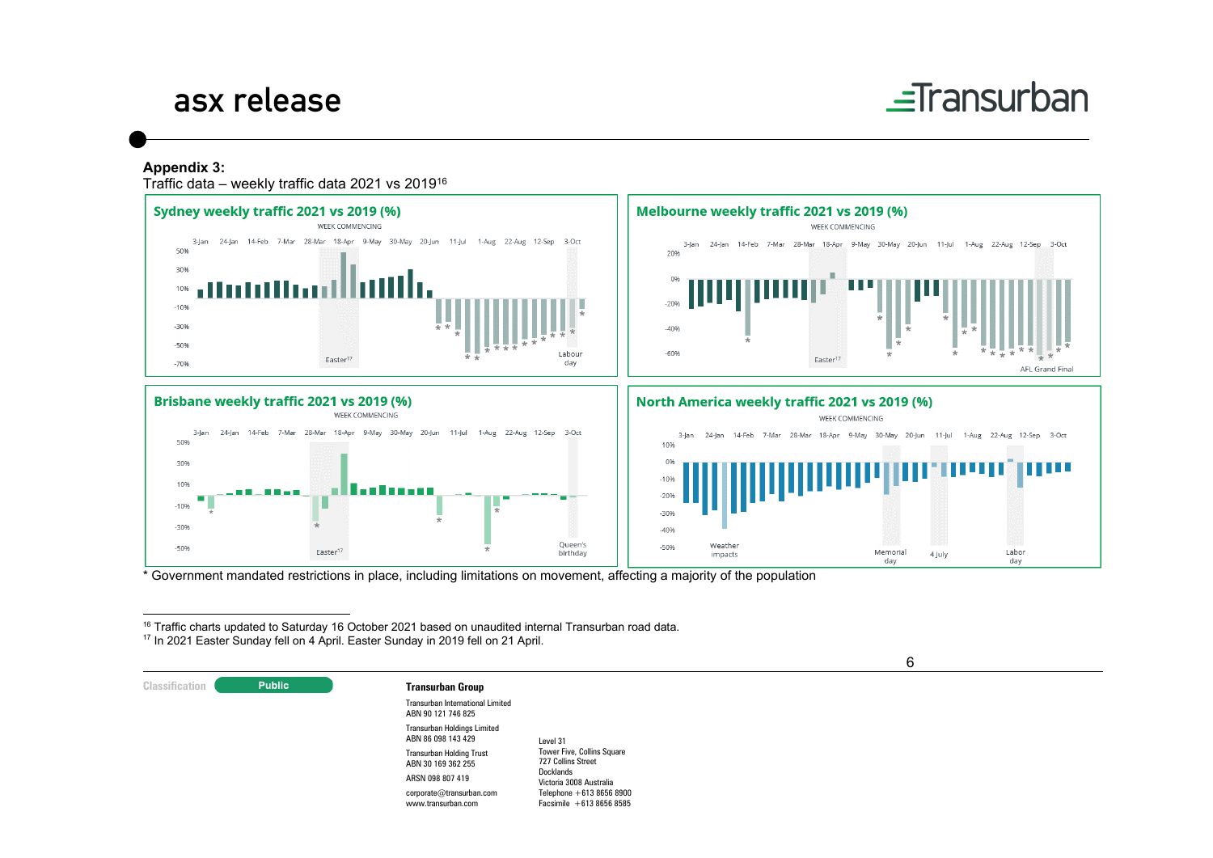**Appendix 3:**

Traffic data – weekly traffic data 2021 vs 2019[16]

**Sydney weekly traffic 2021 vs 2019 (%)**

WEEK COMMENCING

3-Jan 24-Jan 14-Feb 7-Mar 28-Mar 18-Apr 9-May 30-May 20-Jun 11-Jul 1-Aug 22-Aug 12-Sep 3-Oct

50% 30% 10% -10% -30% -50% -70%

Easter[17]

Labour day

**Melbourne weekly traffic 2021 vs 2019 (%)**

WEEK COMMENCING

3-Jan 24-Jan 14-Feb 7-Mar 28-Mar 18-Apr 9-May 30-May 20-Jun 11-Jul 1-Aug 22-Aug 12-Sep 3-Oct

20% 0% -20% -40% -60%

Easter[17]

AFL Grand Final

**Brisbane weekly traffic 2021 vs 2019 (%)**

WEEK COMMENCING

3-Jan 24-Jan 14-Feb 7-Mar 28-Mar 18-Apr 9-May 30-May 20-Jun 11-Jul 1-Aug 22-Aug 12-Sep 3-Oct

50% 30% 10% -10% -30% -50%

Easter[17]

Queen's birthday

**North America weekly traffic 2021 vs 2019 (%)**

WEEK COMMENCING

3-Jan 24-Jan 14-Feb 7-Mar 28-Mar 18-Apr 9-May 30-May 20-Jun 11-Jul 1-Aug 22-Aug 12-Sep 3-Oct

10% 0% -10% -20% -30% -40% -50%

Weather impacts

Memorial day

4 July

Labor day

* Government mandated restrictions in place, including limitations on movement, affecting a majority of the population

---

[16] Traffic charts updated to Saturday 16 October 2021 based on unaudited internal Transurban road data.

[17] In 2021 Easter Sunday fell on 4 April. Easter Sunday in 2019 fell on 21 April.